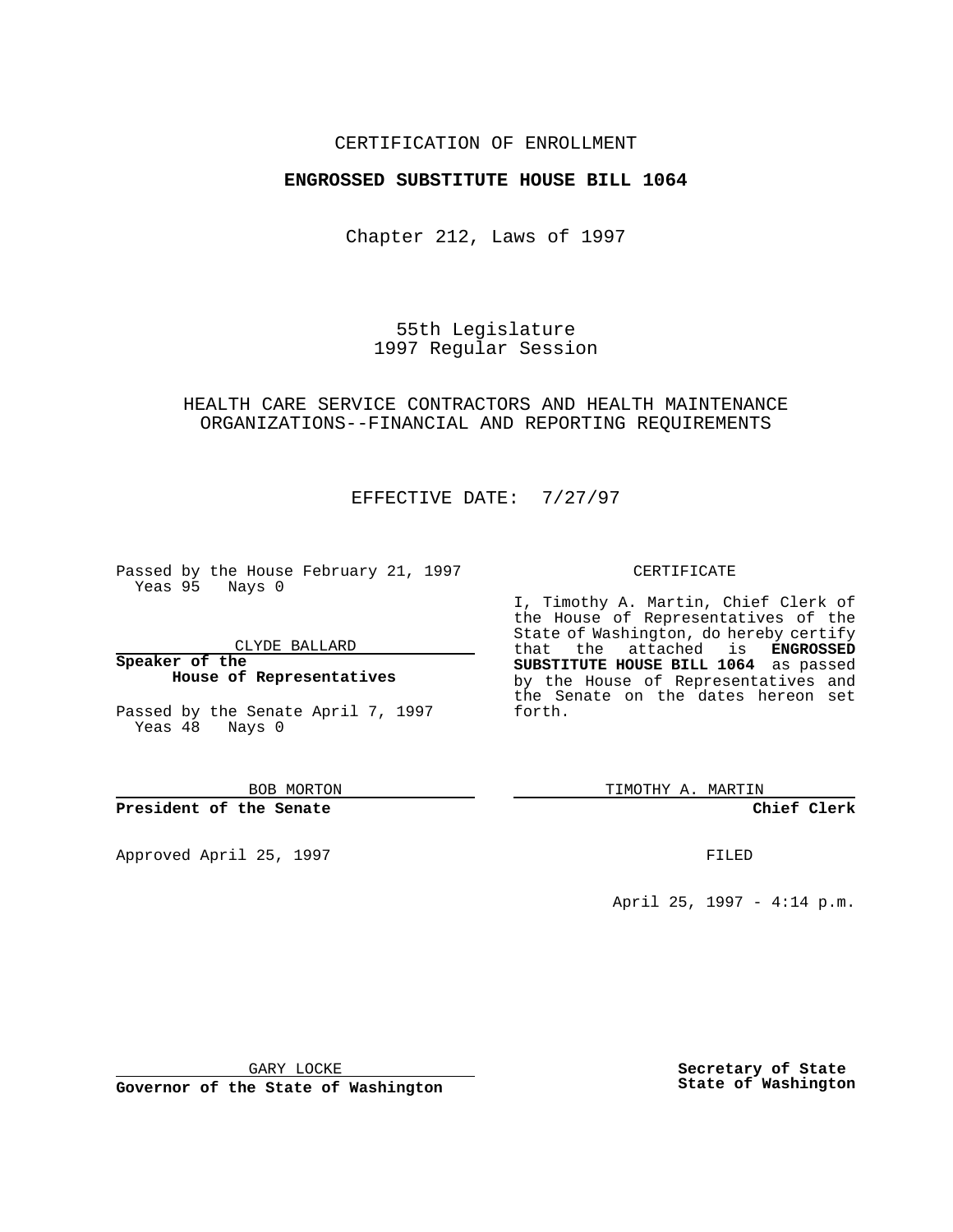CERTIFICATION OF ENROLLMENT

**ENGROSSED SUBSTITUTE HOUSE BILL 1064**

Chapter 212, Laws of 1997

55th Legislature
1997 Regular Session

HEALTH CARE SERVICE CONTRACTORS AND HEALTH MAINTENANCE ORGANIZATIONS--FINANCIAL AND REPORTING REQUIREMENTS

EFFECTIVE DATE: 7/27/97

Passed by the House February 21, 1997
Yeas 95 Nays 0

CLYDE BALLARD

**Speaker of the House of Representatives**

Passed by the Senate April 7, 1997
Yeas 48 Nays 0

BOB MORTON

**President of the Senate**

Approved April 25, 1997

GARY LOCKE

**Governor of the State of Washington**

CERTIFICATE

I, Timothy A. Martin, Chief Clerk of the House of Representatives of the State of Washington, do hereby certify that the attached is **ENGROSSED SUBSTITUTE HOUSE BILL 1064** as passed by the House of Representatives and the Senate on the dates hereon set forth.

TIMOTHY A. MARTIN

**Chief Clerk**

FILED

April 25, 1997 - 4:14 p.m.

**Secretary of State**
**State of Washington**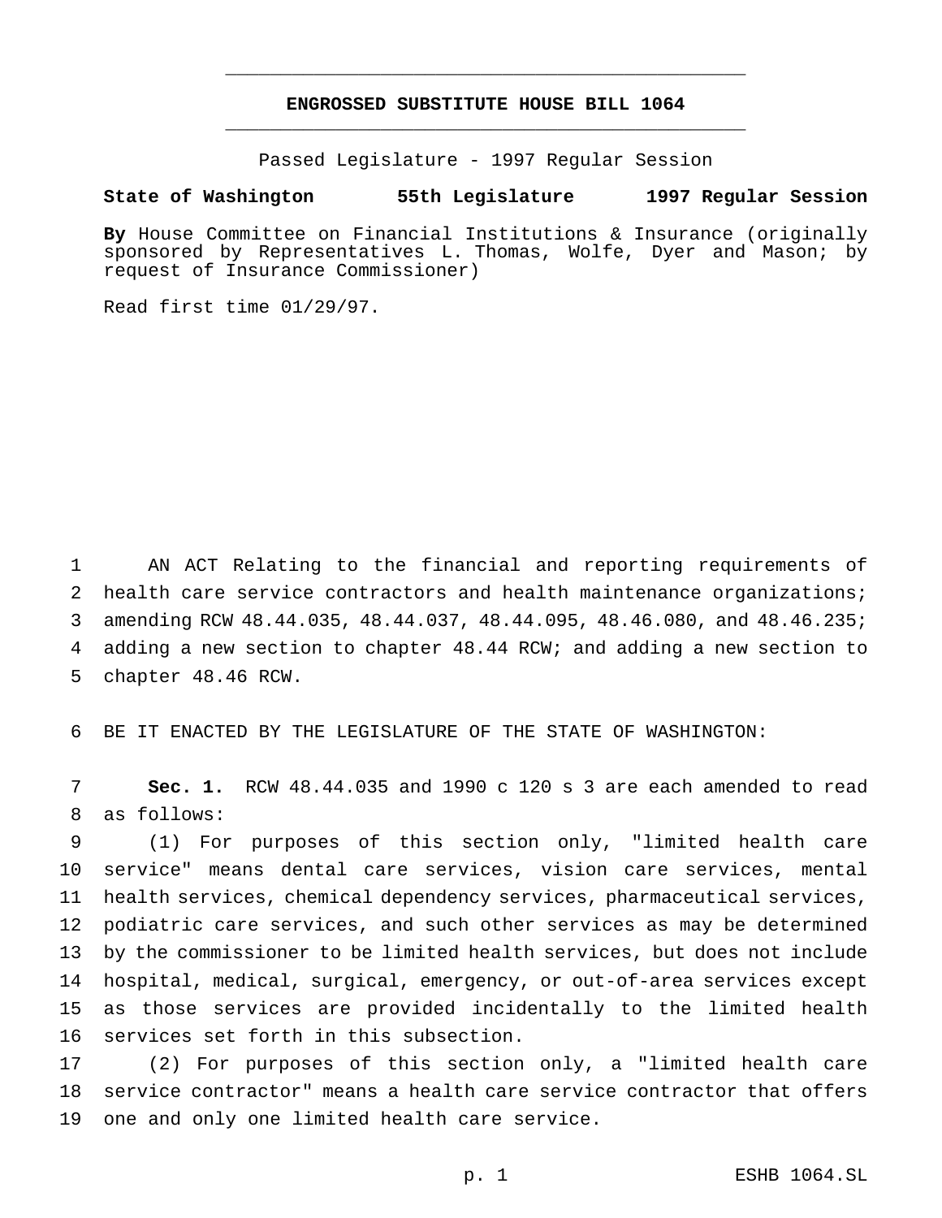# ENGROSSED SUBSTITUTE HOUSE BILL 1064

Passed Legislature - 1997 Regular Session

**State of Washington 55th Legislature 1997 Regular Session**

**By** House Committee on Financial Institutions & Insurance (originally sponsored by Representatives L. Thomas, Wolfe, Dyer and Mason; by request of Insurance Commissioner)

Read first time 01/29/97.

AN ACT Relating to the financial and reporting requirements of health care service contractors and health maintenance organizations; amending RCW 48.44.035, 48.44.037, 48.44.095, 48.46.080, and 48.46.235; adding a new section to chapter 48.44 RCW; and adding a new section to chapter 48.46 RCW.

BE IT ENACTED BY THE LEGISLATURE OF THE STATE OF WASHINGTON:

**Sec. 1.** RCW 48.44.035 and 1990 c 120 s 3 are each amended to read as follows:

(1) For purposes of this section only, "limited health care service" means dental care services, vision care services, mental health services, chemical dependency services, pharmaceutical services, podiatric care services, and such other services as may be determined by the commissioner to be limited health services, but does not include hospital, medical, surgical, emergency, or out-of-area services except as those services are provided incidentally to the limited health services set forth in this subsection.

(2) For purposes of this section only, a "limited health care service contractor" means a health care service contractor that offers one and only one limited health care service.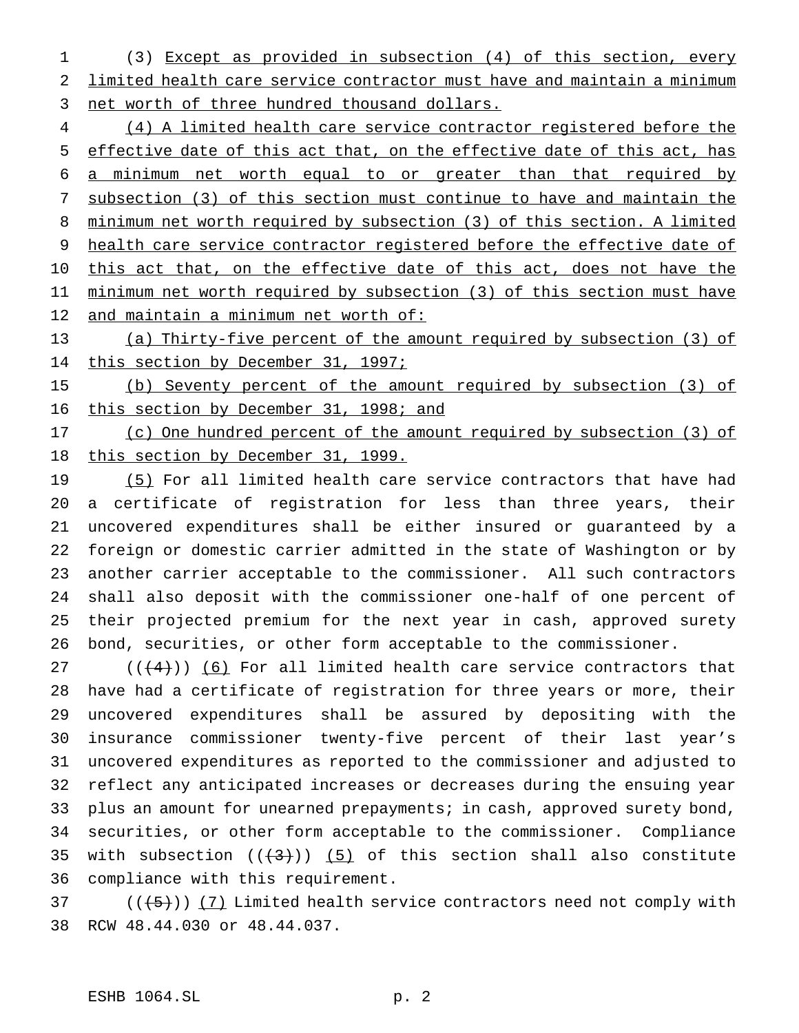(3) Except as provided in subsection (4) of this section, every limited health care service contractor must have and maintain a minimum net worth of three hundred thousand dollars.

(4) A limited health care service contractor registered before the effective date of this act that, on the effective date of this act, has a minimum net worth equal to or greater than that required by subsection (3) of this section must continue to have and maintain the minimum net worth required by subsection (3) of this section. A limited health care service contractor registered before the effective date of this act that, on the effective date of this act, does not have the minimum net worth required by subsection (3) of this section must have and maintain a minimum net worth of:

(a) Thirty-five percent of the amount required by subsection (3) of this section by December 31, 1997;

(b) Seventy percent of the amount required by subsection (3) of this section by December 31, 1998; and

(c) One hundred percent of the amount required by subsection (3) of this section by December 31, 1999.

(5) For all limited health care service contractors that have had a certificate of registration for less than three years, their uncovered expenditures shall be either insured or guaranteed by a foreign or domestic carrier admitted in the state of Washington or by another carrier acceptable to the commissioner. All such contractors shall also deposit with the commissioner one-half of one percent of their projected premium for the next year in cash, approved surety bond, securities, or other form acceptable to the commissioner.

((~~(4)~~)) (6) For all limited health care service contractors that have had a certificate of registration for three years or more, their uncovered expenditures shall be assured by depositing with the insurance commissioner twenty-five percent of their last year's uncovered expenditures as reported to the commissioner and adjusted to reflect any anticipated increases or decreases during the ensuing year plus an amount for unearned prepayments; in cash, approved surety bond, securities, or other form acceptable to the commissioner. Compliance with subsection ((~~(3)~~)) (5) of this section shall also constitute compliance with this requirement.

((~~(5)~~)) (7) Limited health service contractors need not comply with RCW 48.44.030 or 48.44.037.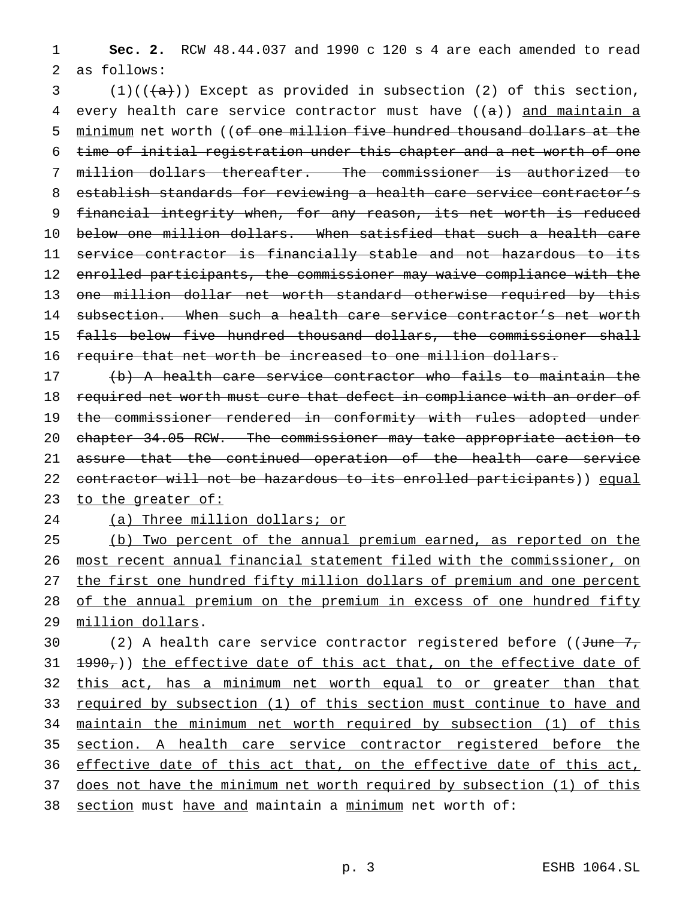**Sec. 2.** RCW 48.44.037 and 1990 c 120 s 4 are each amended to read as follows:

(1)((~~(a)~~)) Except as provided in subsection (2) of this section, every health care service contractor must have ((~~a~~)) <u>and maintain a minimum</u> net worth ((~~of one million five hundred thousand dollars at the time of initial registration under this chapter and a net worth of one million dollars thereafter. The commissioner is authorized to establish standards for reviewing a health care service contractor's financial integrity when, for any reason, its net worth is reduced below one million dollars. When satisfied that such a health care service contractor is financially stable and not hazardous to its enrolled participants, the commissioner may waive compliance with the one million dollar net worth standard otherwise required by this subsection. When such a health care service contractor's net worth falls below five hundred thousand dollars, the commissioner shall require that net worth be increased to one million dollars.~~

~~(b) A health care service contractor who fails to maintain the required net worth must cure that defect in compliance with an order of the commissioner rendered in conformity with rules adopted under chapter 34.05 RCW. The commissioner may take appropriate action to assure that the continued operation of the health care service contractor will not be hazardous to its enrolled participants~~)) <u>equal to the greater of:</u>

<u>(a) Three million dollars; or</u>

<u>(b) Two percent of the annual premium earned, as reported on the most recent annual financial statement filed with the commissioner, on the first one hundred fifty million dollars of premium and one percent of the annual premium on the premium in excess of one hundred fifty million dollars</u>.

(2) A health care service contractor registered before ((~~June 7, 1990,~~)) <u>the effective date of this act that, on the effective date of this act, has a minimum net worth equal to or greater than that required by subsection (1) of this section must continue to have and maintain the minimum net worth required by subsection (1) of this section. A health care service contractor registered before the effective date of this act that, on the effective date of this act, does not have the minimum net worth required by subsection (1) of this section</u> must <u>have and</u> maintain a <u>minimum</u> net worth of: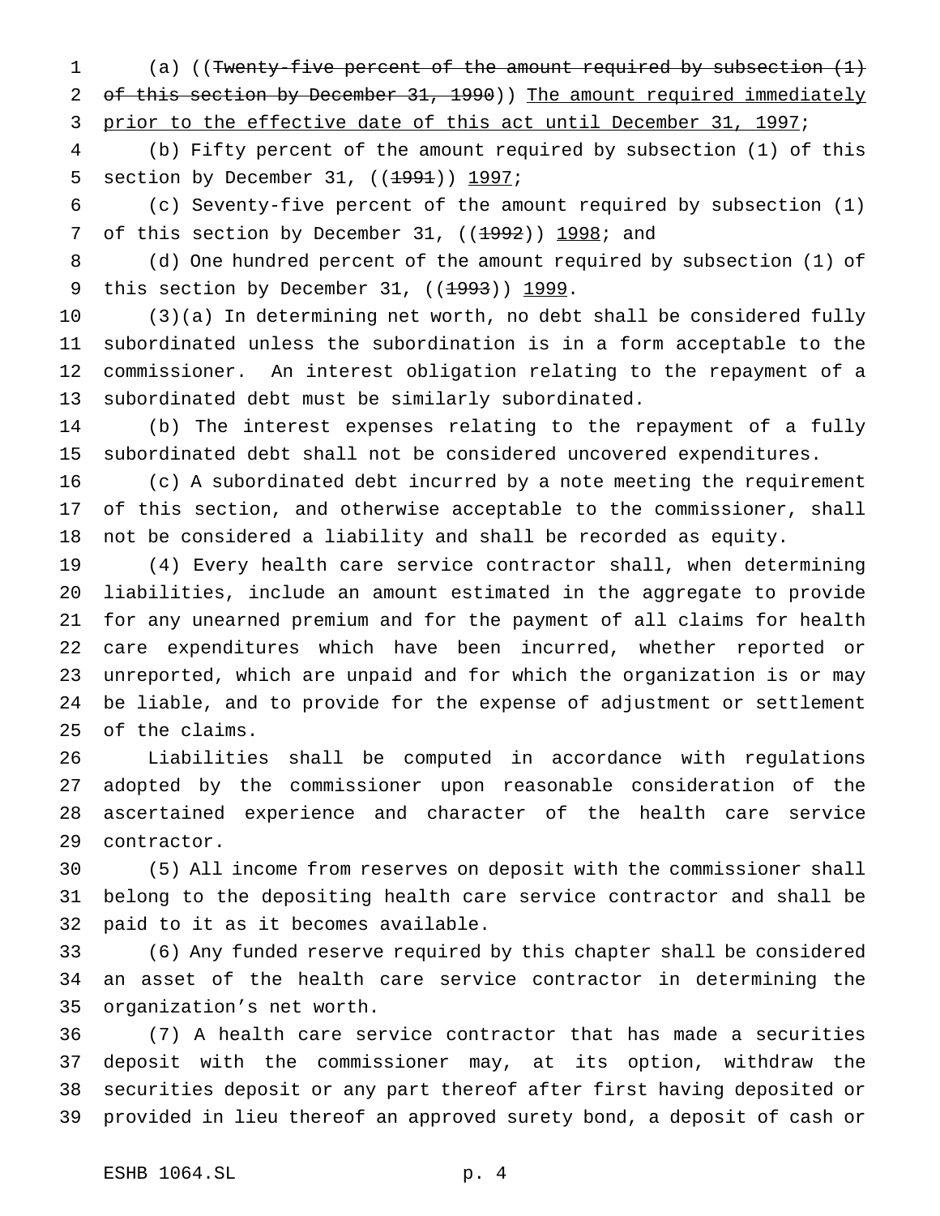(a) ((~~Twenty-five percent of the amount required by subsection (1) of this section by December 31, 1990~~)) <u>The amount required immediately prior to the effective date of this act until December 31, 1997</u>;

(b) Fifty percent of the amount required by subsection (1) of this section by December 31, ((~~1991~~)) <u>1997</u>;

(c) Seventy-five percent of the amount required by subsection (1) of this section by December 31, ((~~1992~~)) <u>1998</u>; and

(d) One hundred percent of the amount required by subsection (1) of this section by December 31, ((~~1993~~)) <u>1999</u>.

(3)(a) In determining net worth, no debt shall be considered fully subordinated unless the subordination is in a form acceptable to the commissioner. An interest obligation relating to the repayment of a subordinated debt must be similarly subordinated.

(b) The interest expenses relating to the repayment of a fully subordinated debt shall not be considered uncovered expenditures.

(c) A subordinated debt incurred by a note meeting the requirement of this section, and otherwise acceptable to the commissioner, shall not be considered a liability and shall be recorded as equity.

(4) Every health care service contractor shall, when determining liabilities, include an amount estimated in the aggregate to provide for any unearned premium and for the payment of all claims for health care expenditures which have been incurred, whether reported or unreported, which are unpaid and for which the organization is or may be liable, and to provide for the expense of adjustment or settlement of the claims.

Liabilities shall be computed in accordance with regulations adopted by the commissioner upon reasonable consideration of the ascertained experience and character of the health care service contractor.

(5) All income from reserves on deposit with the commissioner shall belong to the depositing health care service contractor and shall be paid to it as it becomes available.

(6) Any funded reserve required by this chapter shall be considered an asset of the health care service contractor in determining the organization's net worth.

(7) A health care service contractor that has made a securities deposit with the commissioner may, at its option, withdraw the securities deposit or any part thereof after first having deposited or provided in lieu thereof an approved surety bond, a deposit of cash or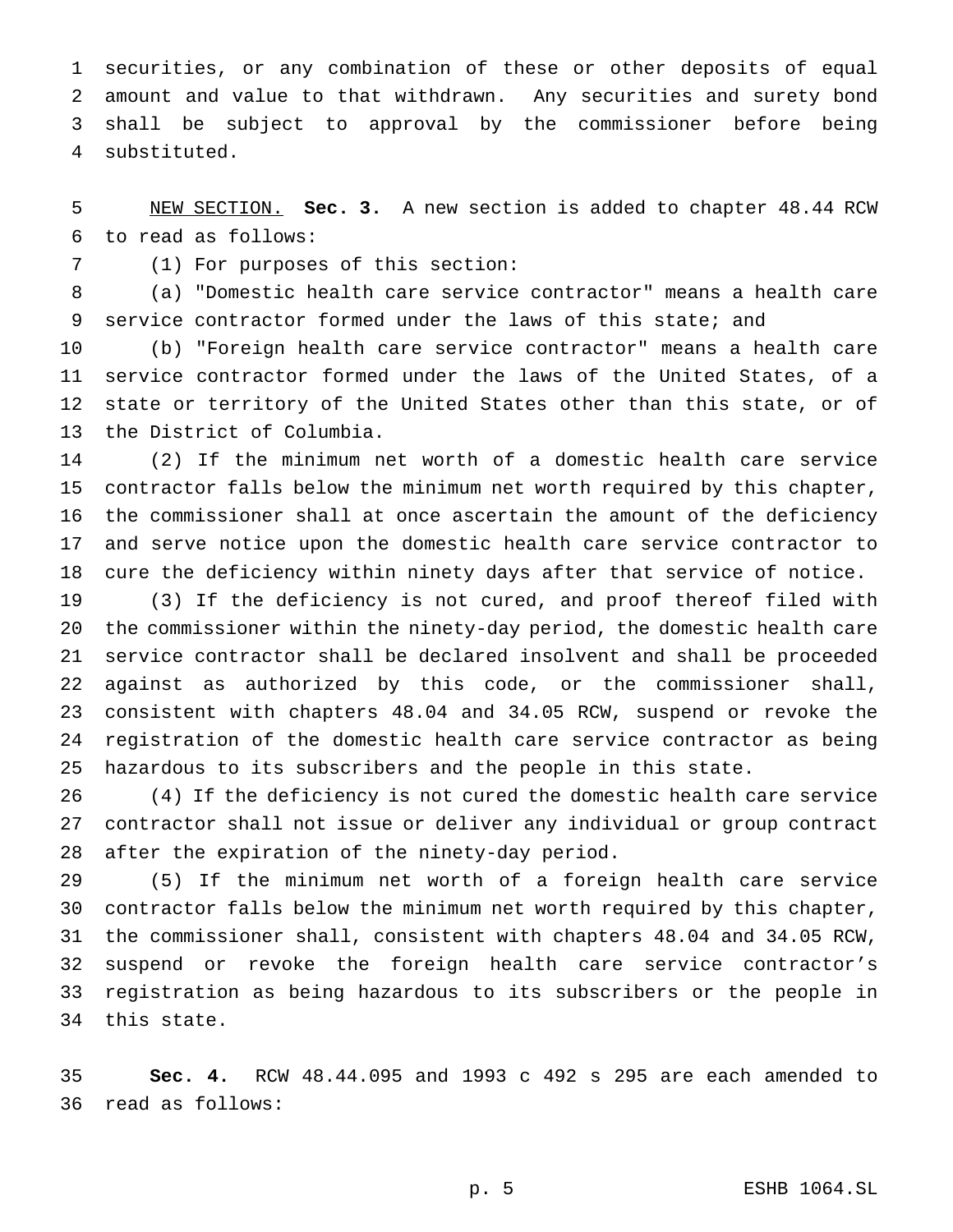securities, or any combination of these or other deposits of equal amount and value to that withdrawn. Any securities and surety bond shall be subject to approval by the commissioner before being substituted.

NEW SECTION. **Sec. 3.** A new section is added to chapter 48.44 RCW to read as follows:

(1) For purposes of this section:

(a) "Domestic health care service contractor" means a health care service contractor formed under the laws of this state; and

(b) "Foreign health care service contractor" means a health care service contractor formed under the laws of the United States, of a state or territory of the United States other than this state, or of the District of Columbia.

(2) If the minimum net worth of a domestic health care service contractor falls below the minimum net worth required by this chapter, the commissioner shall at once ascertain the amount of the deficiency and serve notice upon the domestic health care service contractor to cure the deficiency within ninety days after that service of notice.

(3) If the deficiency is not cured, and proof thereof filed with the commissioner within the ninety-day period, the domestic health care service contractor shall be declared insolvent and shall be proceeded against as authorized by this code, or the commissioner shall, consistent with chapters 48.04 and 34.05 RCW, suspend or revoke the registration of the domestic health care service contractor as being hazardous to its subscribers and the people in this state.

(4) If the deficiency is not cured the domestic health care service contractor shall not issue or deliver any individual or group contract after the expiration of the ninety-day period.

(5) If the minimum net worth of a foreign health care service contractor falls below the minimum net worth required by this chapter, the commissioner shall, consistent with chapters 48.04 and 34.05 RCW, suspend or revoke the foreign health care service contractor's registration as being hazardous to its subscribers or the people in this state.

**Sec. 4.** RCW 48.44.095 and 1993 c 492 s 295 are each amended to read as follows: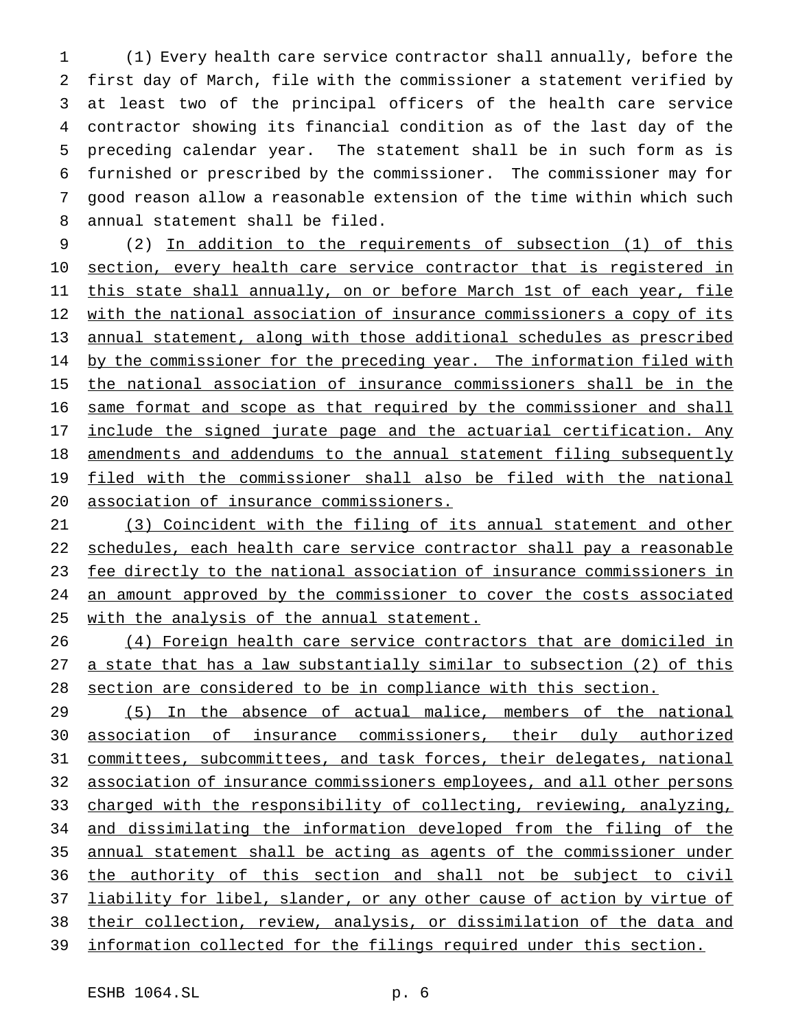(1) Every health care service contractor shall annually, before the first day of March, file with the commissioner a statement verified by at least two of the principal officers of the health care service contractor showing its financial condition as of the last day of the preceding calendar year. The statement shall be in such form as is furnished or prescribed by the commissioner. The commissioner may for good reason allow a reasonable extension of the time within which such annual statement shall be filed.

(2) In addition to the requirements of subsection (1) of this section, every health care service contractor that is registered in this state shall annually, on or before March 1st of each year, file with the national association of insurance commissioners a copy of its annual statement, along with those additional schedules as prescribed by the commissioner for the preceding year. The information filed with the national association of insurance commissioners shall be in the same format and scope as that required by the commissioner and shall include the signed jurate page and the actuarial certification. Any amendments and addendums to the annual statement filing subsequently filed with the commissioner shall also be filed with the national association of insurance commissioners.

(3) Coincident with the filing of its annual statement and other schedules, each health care service contractor shall pay a reasonable fee directly to the national association of insurance commissioners in an amount approved by the commissioner to cover the costs associated with the analysis of the annual statement.

(4) Foreign health care service contractors that are domiciled in a state that has a law substantially similar to subsection (2) of this section are considered to be in compliance with this section.

(5) In the absence of actual malice, members of the national association of insurance commissioners, their duly authorized committees, subcommittees, and task forces, their delegates, national association of insurance commissioners employees, and all other persons charged with the responsibility of collecting, reviewing, analyzing, and dissimilating the information developed from the filing of the annual statement shall be acting as agents of the commissioner under the authority of this section and shall not be subject to civil liability for libel, slander, or any other cause of action by virtue of their collection, review, analysis, or dissimilation of the data and information collected for the filings required under this section.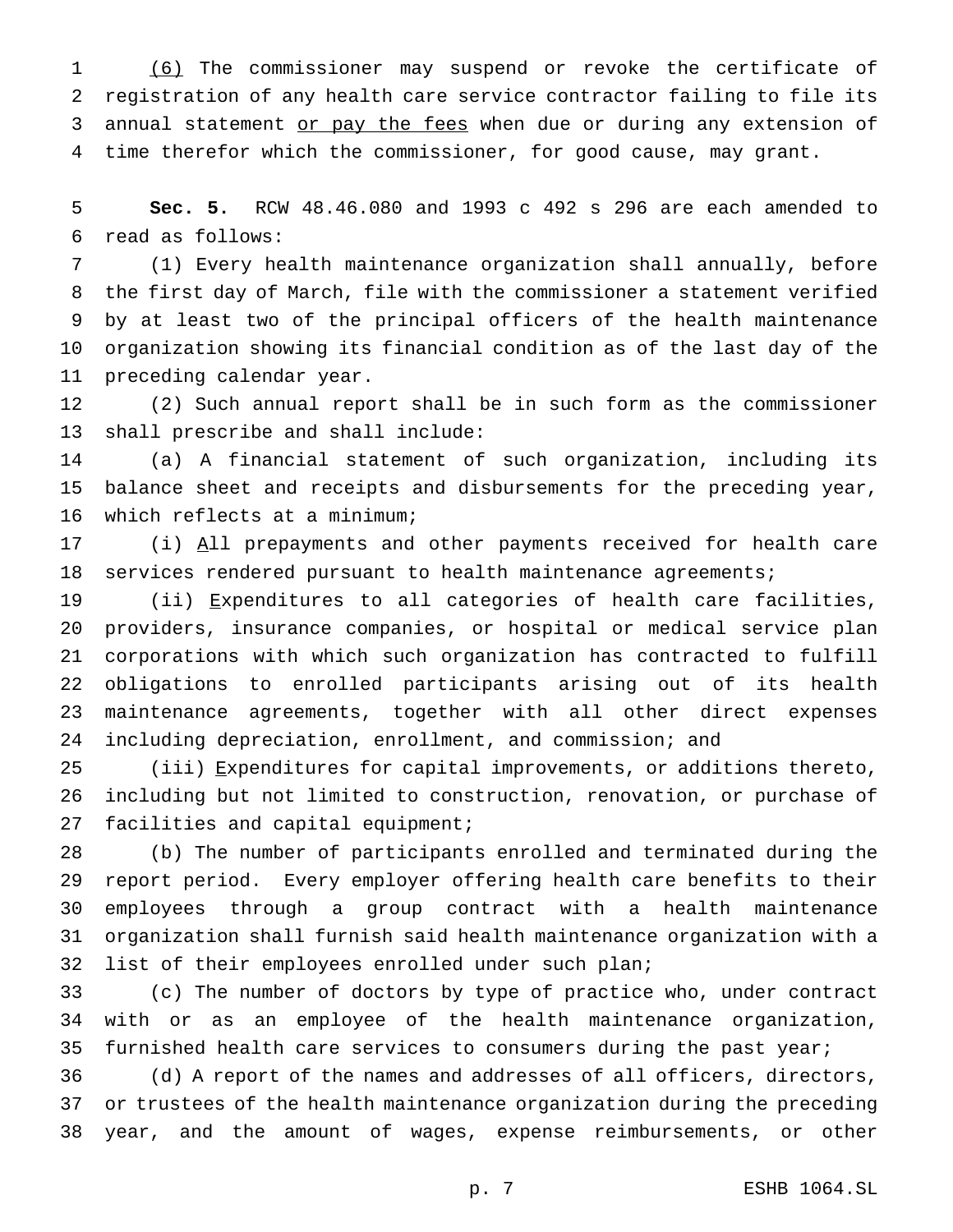(6) The commissioner may suspend or revoke the certificate of registration of any health care service contractor failing to file its annual statement or pay the fees when due or during any extension of time therefor which the commissioner, for good cause, may grant.

**Sec. 5.** RCW 48.46.080 and 1993 c 492 s 296 are each amended to read as follows:

(1) Every health maintenance organization shall annually, before the first day of March, file with the commissioner a statement verified by at least two of the principal officers of the health maintenance organization showing its financial condition as of the last day of the preceding calendar year.

(2) Such annual report shall be in such form as the commissioner shall prescribe and shall include:

(a) A financial statement of such organization, including its balance sheet and receipts and disbursements for the preceding year, which reflects at a minimum;

(i) All prepayments and other payments received for health care services rendered pursuant to health maintenance agreements;

(ii) Expenditures to all categories of health care facilities, providers, insurance companies, or hospital or medical service plan corporations with which such organization has contracted to fulfill obligations to enrolled participants arising out of its health maintenance agreements, together with all other direct expenses including depreciation, enrollment, and commission; and

(iii) Expenditures for capital improvements, or additions thereto, including but not limited to construction, renovation, or purchase of facilities and capital equipment;

(b) The number of participants enrolled and terminated during the report period. Every employer offering health care benefits to their employees through a group contract with a health maintenance organization shall furnish said health maintenance organization with a list of their employees enrolled under such plan;

(c) The number of doctors by type of practice who, under contract with or as an employee of the health maintenance organization, furnished health care services to consumers during the past year;

(d) A report of the names and addresses of all officers, directors, or trustees of the health maintenance organization during the preceding year, and the amount of wages, expense reimbursements, or other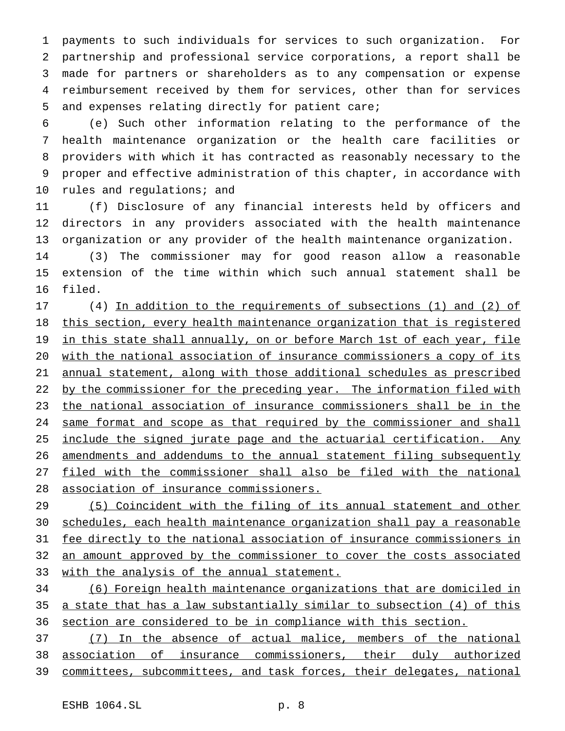payments to such individuals for services to such organization. For partnership and professional service corporations, a report shall be made for partners or shareholders as to any compensation or expense reimbursement received by them for services, other than for services and expenses relating directly for patient care;

(e) Such other information relating to the performance of the health maintenance organization or the health care facilities or providers with which it has contracted as reasonably necessary to the proper and effective administration of this chapter, in accordance with rules and regulations; and

(f) Disclosure of any financial interests held by officers and directors in any providers associated with the health maintenance organization or any provider of the health maintenance organization.

(3) The commissioner may for good reason allow a reasonable extension of the time within which such annual statement shall be filed.

(4) <u>In addition to the requirements of subsections (1) and (2) of this section, every health maintenance organization that is registered in this state shall annually, on or before March 1st of each year, file with the national association of insurance commissioners a copy of its annual statement, along with those additional schedules as prescribed by the commissioner for the preceding year. The information filed with the national association of insurance commissioners shall be in the same format and scope as that required by the commissioner and shall include the signed jurate page and the actuarial certification. Any amendments and addendums to the annual statement filing subsequently filed with the commissioner shall also be filed with the national association of insurance commissioners.</u>

<u>(5) Coincident with the filing of its annual statement and other schedules, each health maintenance organization shall pay a reasonable fee directly to the national association of insurance commissioners in an amount approved by the commissioner to cover the costs associated with the analysis of the annual statement.</u>

<u>(6) Foreign health maintenance organizations that are domiciled in a state that has a law substantially similar to subsection (4) of this section are considered to be in compliance with this section.</u>

<u>(7) In the absence of actual malice, members of the national association of insurance commissioners, their duly authorized committees, subcommittees, and task forces, their delegates, national</u>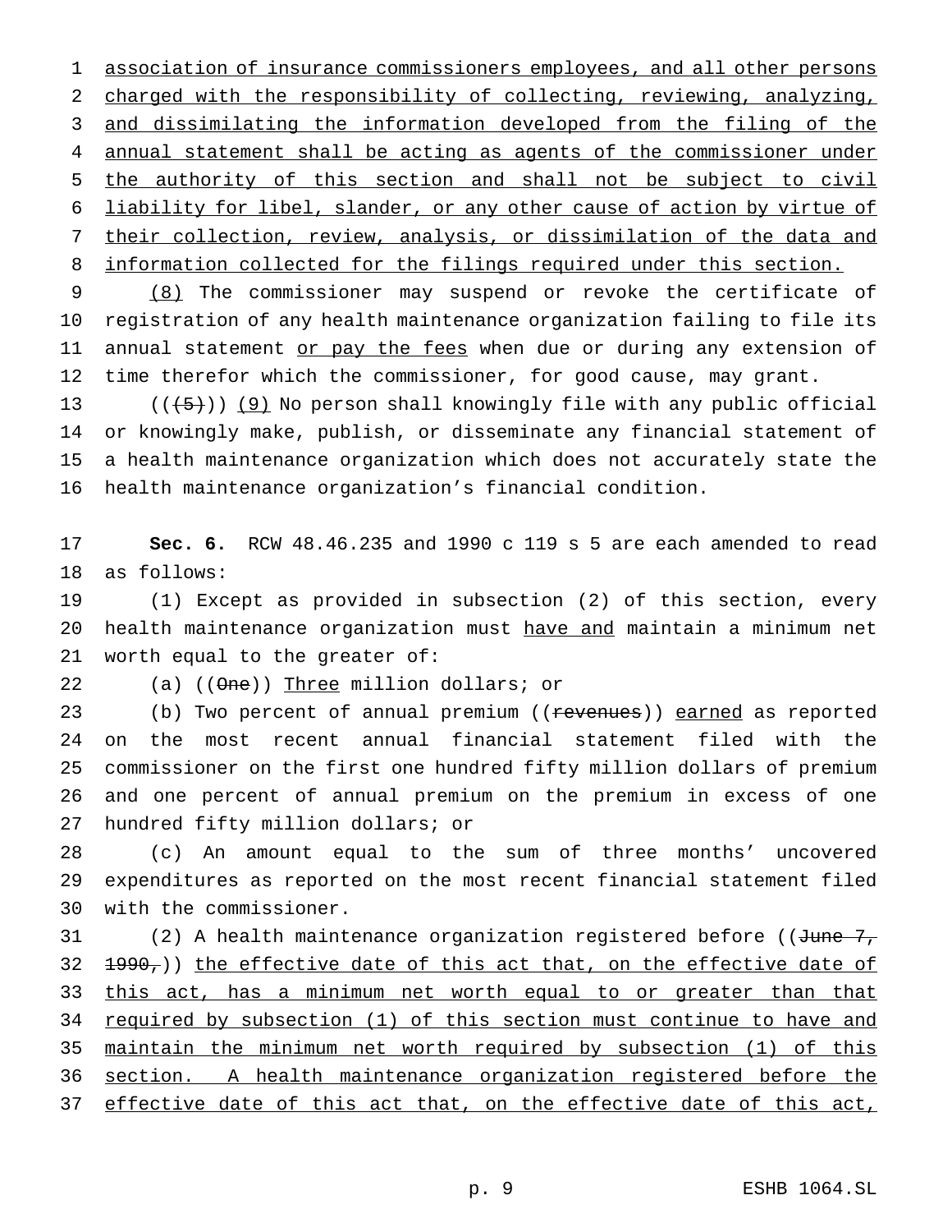association of insurance commissioners employees, and all other persons charged with the responsibility of collecting, reviewing, analyzing, and dissimilating the information developed from the filing of the annual statement shall be acting as agents of the commissioner under the authority of this section and shall not be subject to civil liability for libel, slander, or any other cause of action by virtue of their collection, review, analysis, or dissimilation of the data and information collected for the filings required under this section.

(8) The commissioner may suspend or revoke the certificate of registration of any health maintenance organization failing to file its annual statement or pay the fees when due or during any extension of time therefor which the commissioner, for good cause, may grant.

(((5))) (9) No person shall knowingly file with any public official or knowingly make, publish, or disseminate any financial statement of a health maintenance organization which does not accurately state the health maintenance organization's financial condition.

**Sec. 6.** RCW 48.46.235 and 1990 c 119 s 5 are each amended to read as follows:

(1) Except as provided in subsection (2) of this section, every health maintenance organization must have and maintain a minimum net worth equal to the greater of:

(a) ((One)) Three million dollars; or

(b) Two percent of annual premium ((revenues)) earned as reported on the most recent annual financial statement filed with the commissioner on the first one hundred fifty million dollars of premium and one percent of annual premium on the premium in excess of one hundred fifty million dollars; or

(c) An amount equal to the sum of three months' uncovered expenditures as reported on the most recent financial statement filed with the commissioner.

(2) A health maintenance organization registered before ((June 7, 1990,)) the effective date of this act that, on the effective date of this act, has a minimum net worth equal to or greater than that required by subsection (1) of this section must continue to have and maintain the minimum net worth required by subsection (1) of this section. A health maintenance organization registered before the effective date of this act that, on the effective date of this act,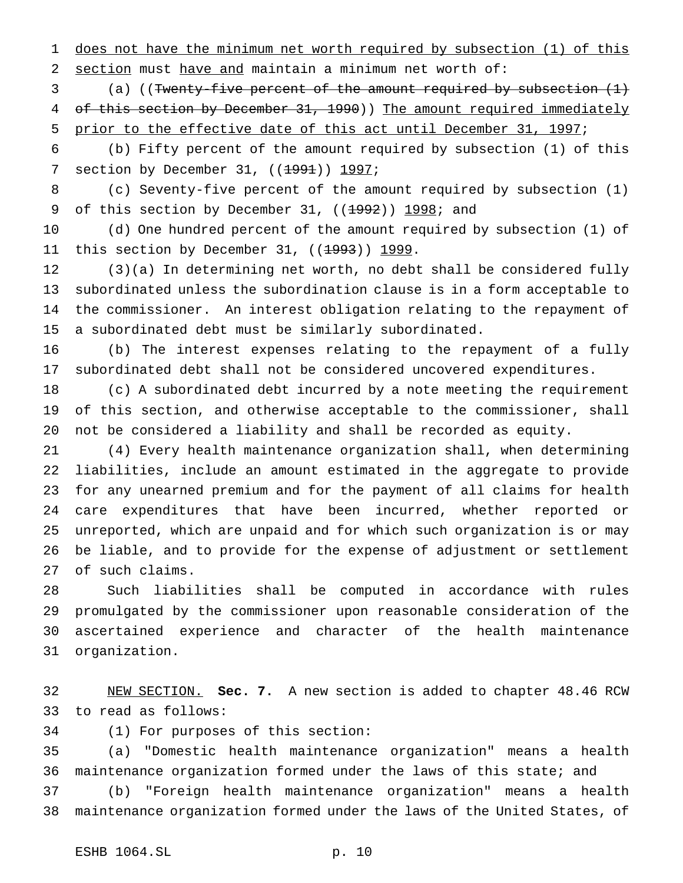does not have the minimum net worth required by subsection (1) of this section must have and maintain a minimum net worth of:

(a) ((~~Twenty-five percent of the amount required by subsection (1) of this section by December 31, 1990~~)) The amount required immediately prior to the effective date of this act until December 31, 1997;

(b) Fifty percent of the amount required by subsection (1) of this section by December 31, ((~~1991~~)) 1997;

(c) Seventy-five percent of the amount required by subsection (1) of this section by December 31, ((~~1992~~)) 1998; and

(d) One hundred percent of the amount required by subsection (1) of this section by December 31, ((~~1993~~)) 1999.

(3)(a) In determining net worth, no debt shall be considered fully subordinated unless the subordination clause is in a form acceptable to the commissioner. An interest obligation relating to the repayment of a subordinated debt must be similarly subordinated.

(b) The interest expenses relating to the repayment of a fully subordinated debt shall not be considered uncovered expenditures.

(c) A subordinated debt incurred by a note meeting the requirement of this section, and otherwise acceptable to the commissioner, shall not be considered a liability and shall be recorded as equity.

(4) Every health maintenance organization shall, when determining liabilities, include an amount estimated in the aggregate to provide for any unearned premium and for the payment of all claims for health care expenditures that have been incurred, whether reported or unreported, which are unpaid and for which such organization is or may be liable, and to provide for the expense of adjustment or settlement of such claims.

Such liabilities shall be computed in accordance with rules promulgated by the commissioner upon reasonable consideration of the ascertained experience and character of the health maintenance organization.

NEW SECTION. **Sec. 7.** A new section is added to chapter 48.46 RCW to read as follows:

(1) For purposes of this section:

(a) "Domestic health maintenance organization" means a health maintenance organization formed under the laws of this state; and

(b) "Foreign health maintenance organization" means a health maintenance organization formed under the laws of the United States, of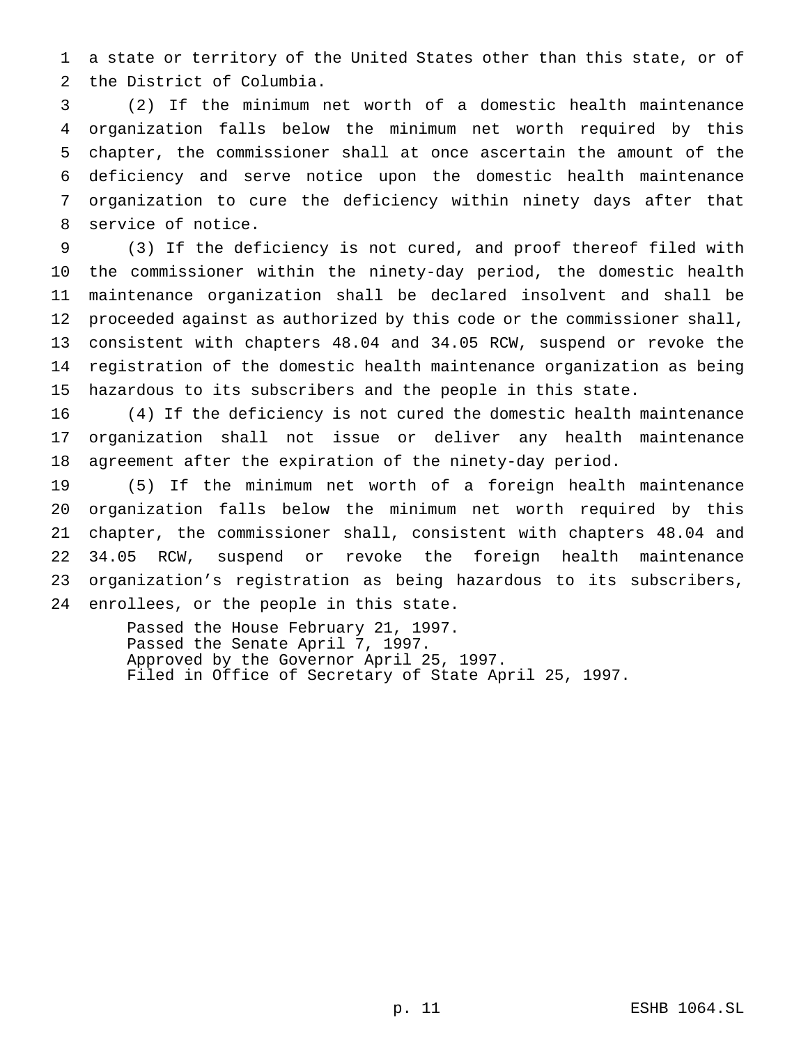a state or territory of the United States other than this state, or of the District of Columbia.

(2) If the minimum net worth of a domestic health maintenance organization falls below the minimum net worth required by this chapter, the commissioner shall at once ascertain the amount of the deficiency and serve notice upon the domestic health maintenance organization to cure the deficiency within ninety days after that service of notice.

(3) If the deficiency is not cured, and proof thereof filed with the commissioner within the ninety-day period, the domestic health maintenance organization shall be declared insolvent and shall be proceeded against as authorized by this code or the commissioner shall, consistent with chapters 48.04 and 34.05 RCW, suspend or revoke the registration of the domestic health maintenance organization as being hazardous to its subscribers and the people in this state.

(4) If the deficiency is not cured the domestic health maintenance organization shall not issue or deliver any health maintenance agreement after the expiration of the ninety-day period.

(5) If the minimum net worth of a foreign health maintenance organization falls below the minimum net worth required by this chapter, the commissioner shall, consistent with chapters 48.04 and 34.05 RCW, suspend or revoke the foreign health maintenance organization's registration as being hazardous to its subscribers, enrollees, or the people in this state.

Passed the House February 21, 1997.
Passed the Senate April 7, 1997.
Approved by the Governor April 25, 1997.
Filed in Office of Secretary of State April 25, 1997.